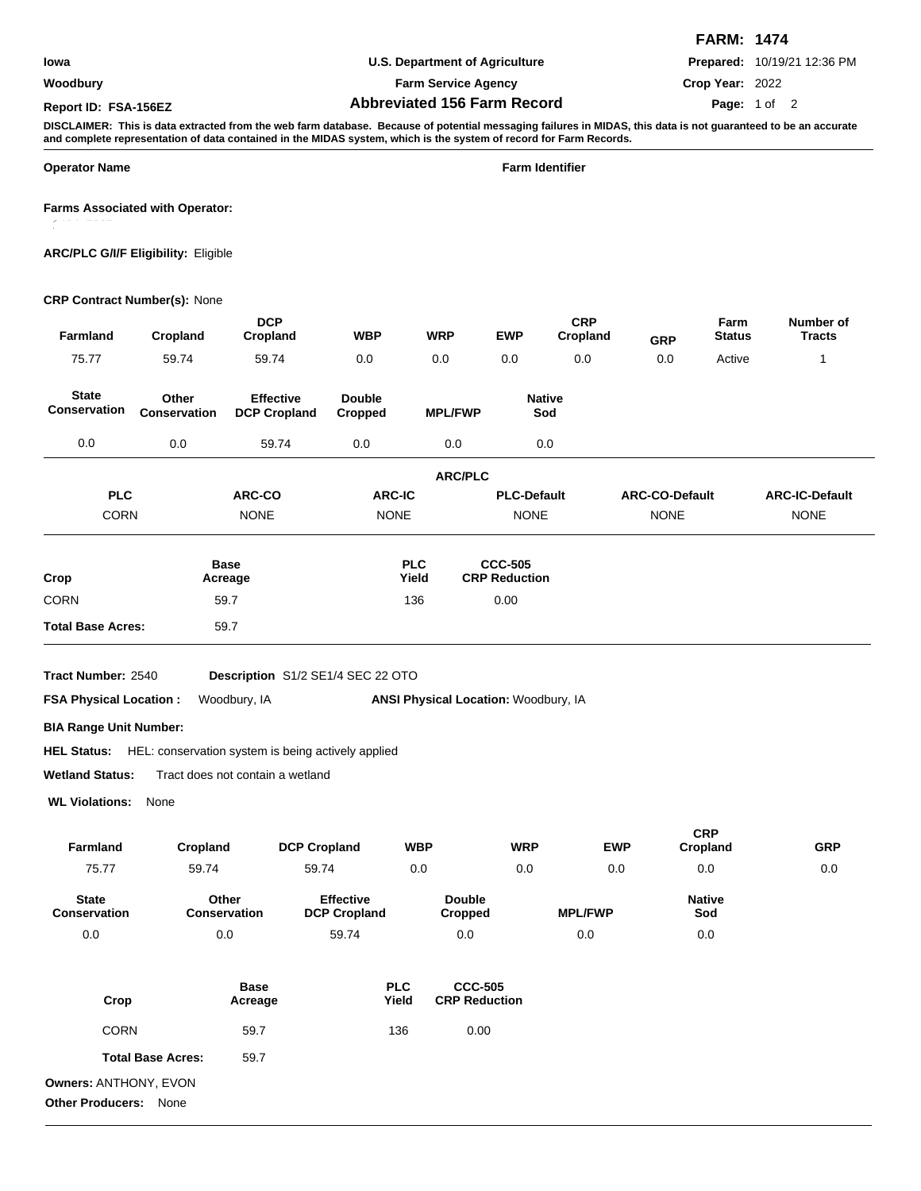**FARM: 1474**

| | | |
|---|---|---|
| **Iowa** | **U.S. Department of Agriculture** | **Prepared:** 10/19/21 12:36 PM |
| **Woodbury** | **Farm Service Agency** | **Crop Year:** 2022 |
| **Report ID: FSA-156EZ** | **Abbreviated 156 Farm Record** | |

**DISCLAIMER: This is data extracted from the web farm database. Because of potential messaging failures in MIDAS, this data is not guaranteed to be an accurate and complete representation of data contained in the MIDAS system, which is the system of record for Farm Records.**

**Operator Name** | **Farm Identifier**

**Farms Associated with Operator:**

**ARC/PLC G/I/F Eligibility:** Eligible

**CRP Contract Number(s):** None

| Farmland | Cropland | DCP Cropland | WBP | WRP | EWP | CRP Cropland | GRP | Farm Status | Number of Tracts |
|---|---|---|---|---|---|---|---|---|---|
| 75.77 | 59.74 | 59.74 | 0.0 | 0.0 | 0.0 | 0.0 | 0.0 | Active | 1 |

| State Conservation | Other Conservation | Effective DCP Cropland | Double Cropped | MPL/FWP | Native Sod |
|---|---|---|---|---|---|
| 0.0 | 0.0 | 59.74 | 0.0 | 0.0 | 0.0 |

**ARC/PLC**

| PLC | ARC-CO | ARC-IC | PLC-Default | ARC-CO-Default | ARC-IC-Default |
|---|---|---|---|---|---|
| CORN | NONE | NONE | NONE | NONE | NONE |

| Crop | Base Acreage | PLC Yield | CCC-505 CRP Reduction |
|---|---|---|---|
| CORN | 59.7 | 136 | 0.00 |
| **Total Base Acres:** | 59.7 | | |

**Tract Number:** 2540 **Description** S1/2 SE1/4 SEC 22 OTO

**FSA Physical Location :** Woodbury, IA **ANSI Physical Location:** Woodbury, IA

**BIA Range Unit Number:**

**HEL Status:** HEL: conservation system is being actively applied

**Wetland Status:** Tract does not contain a wetland

**WL Violations:** None

| Farmland | Cropland | DCP Cropland | WBP | WRP | EWP | CRP Cropland | GRP |
|---|---|---|---|---|---|---|---|
| 75.77 | 59.74 | 59.74 | 0.0 | 0.0 | 0.0 | 0.0 | 0.0 |

| State Conservation | Other Conservation | Effective DCP Cropland | Double Cropped | MPL/FWP | Native Sod |
|---|---|---|---|---|---|
| 0.0 | 0.0 | 59.74 | 0.0 | 0.0 | 0.0 |

| Crop | Base Acreage | PLC Yield | CCC-505 CRP Reduction |
|---|---|---|---|
| CORN | 59.7 | 136 | 0.00 |
| **Total Base Acres:** | 59.7 | | |

**Owners:** ANTHONY, EVON

**Other Producers:** None